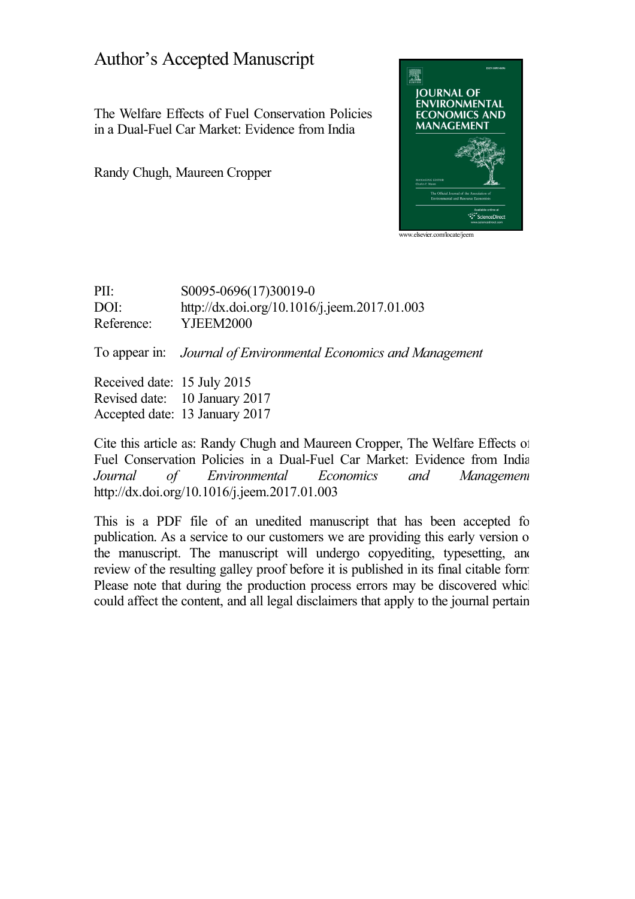# Author's Accepted Manuscript

The Welfare Effects of Fuel Conservation Policies in a Dual-Fuel Car Market: Evidence from India

Randy Chugh, Maureen Cropper

www.elsevier.com/locate/jeem

PII: S0095-0696(17)30019-0
DOI: http://dx.doi.org/10.1016/j.jeem.2017.01.003
Reference: YJEEM2000

To appear in: *Journal of Environmental Economics and Management*

Received date: 15 July 2015
Revised date: 10 January 2017
Accepted date: 13 January 2017

Cite this article as: Randy Chugh and Maureen Cropper, The Welfare Effects of Fuel Conservation Policies in a Dual-Fuel Car Market: Evidence from India *Journal of Environmental Economics and Management* http://dx.doi.org/10.1016/j.jeem.2017.01.003

This is a PDF file of an unedited manuscript that has been accepted for publication. As a service to our customers we are providing this early version of the manuscript. The manuscript will undergo copyediting, typesetting, and review of the resulting galley proof before it is published in its final citable form. Please note that during the production process errors may be discovered which could affect the content, and all legal disclaimers that apply to the journal pertain.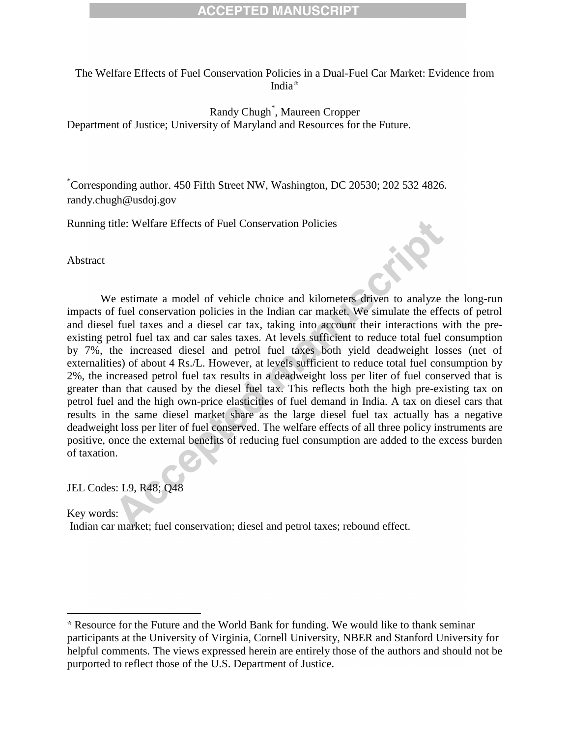The Welfare Effects of Fuel Conservation Policies in a Dual-Fuel Car Market: Evidence from India[☆]

Randy Chugh[*], Maureen Cropper

Department of Justice; University of Maryland and Resources for the Future.

[*]Corresponding author. 450 Fifth Street NW, Washington, DC 20530; 202 532 4826. randy.chugh@usdoj.gov

Running title: Welfare Effects of Fuel Conservation Policies

Abstract

We estimate a model of vehicle choice and kilometers driven to analyze the long-run impacts of fuel conservation policies in the Indian car market. We simulate the effects of petrol and diesel fuel taxes and a diesel car tax, taking into account their interactions with the pre-existing petrol fuel tax and car sales taxes. At levels sufficient to reduce total fuel consumption by 7%, the increased diesel and petrol fuel taxes both yield deadweight losses (net of externalities) of about 4 Rs./L. However, at levels sufficient to reduce total fuel consumption by 2%, the increased petrol fuel tax results in a deadweight loss per liter of fuel conserved that is greater than that caused by the diesel fuel tax. This reflects both the high pre-existing tax on petrol fuel and the high own-price elasticities of fuel demand in India. A tax on diesel cars that results in the same diesel market share as the large diesel fuel tax actually has a negative deadweight loss per liter of fuel conserved. The welfare effects of all three policy instruments are positive, once the external benefits of reducing fuel consumption are added to the excess burden of taxation.

JEL Codes: L9, R48; Q48

Key words:
Indian car market; fuel conservation; diesel and petrol taxes; rebound effect.

---

[☆] Resource for the Future and the World Bank for funding. We would like to thank seminar participants at the University of Virginia, Cornell University, NBER and Stanford University for helpful comments. The views expressed herein are entirely those of the authors and should not be purported to reflect those of the U.S. Department of Justice.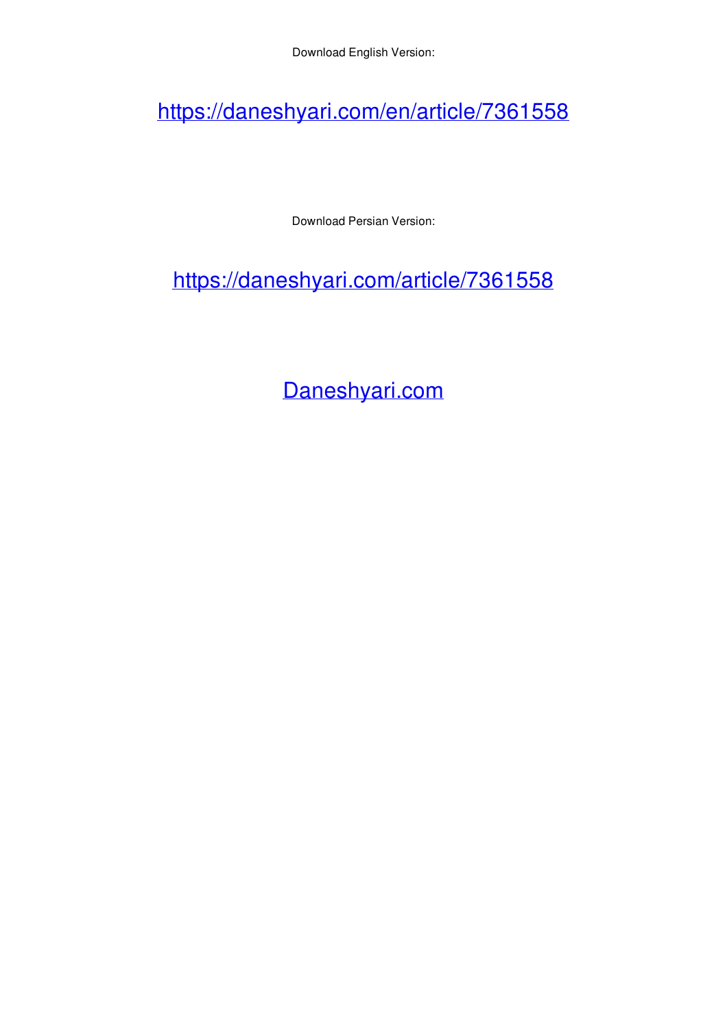Download English Version:

https://daneshyari.com/en/article/7361558

Download Persian Version:

https://daneshyari.com/article/7361558

Daneshyari.com